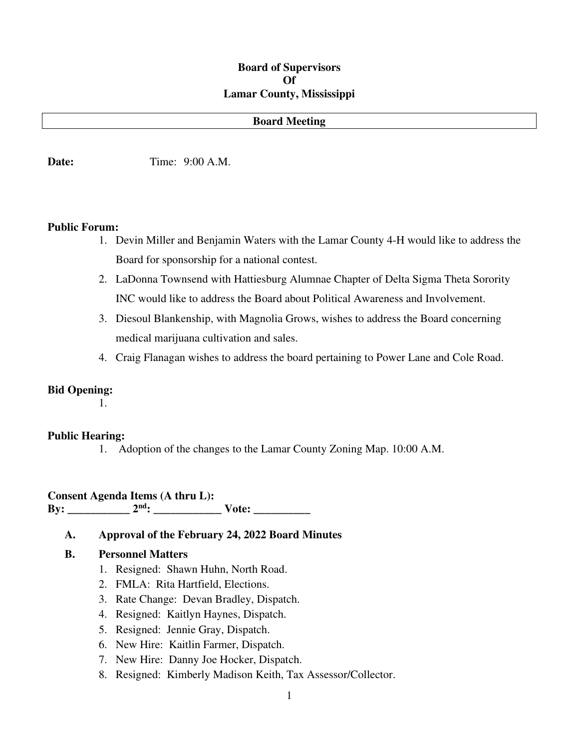**Board of Supervisors**
**Of**
**Lamar County, Mississippi**

**Board Meeting**

**Date:** Time: 9:00 A.M.

**Public Forum:**

1. Devin Miller and Benjamin Waters with the Lamar County 4-H would like to address the Board for sponsorship for a national contest.
2. LaDonna Townsend with Hattiesburg Alumnae Chapter of Delta Sigma Theta Sorority INC would like to address the Board about Political Awareness and Involvement.
3. Diesoul Blankenship, with Magnolia Grows, wishes to address the Board concerning medical marijuana cultivation and sales.
4. Craig Flanagan wishes to address the board pertaining to Power Lane and Cole Road.

**Bid Opening:**

1.

**Public Hearing:**

1. Adoption of the changes to the Lamar County Zoning Map. 10:00 A.M.

**Consent Agenda Items (A thru L):**
**By: ___________ 2nd: ____________ Vote: __________**

**A. Approval of the February 24, 2022 Board Minutes**

**B. Personnel Matters**

1. Resigned: Shawn Huhn, North Road.
2. FMLA: Rita Hartfield, Elections.
3. Rate Change: Devan Bradley, Dispatch.
4. Resigned: Kaitlyn Haynes, Dispatch.
5. Resigned: Jennie Gray, Dispatch.
6. New Hire: Kaitlin Farmer, Dispatch.
7. New Hire: Danny Joe Hocker, Dispatch.
8. Resigned: Kimberly Madison Keith, Tax Assessor/Collector.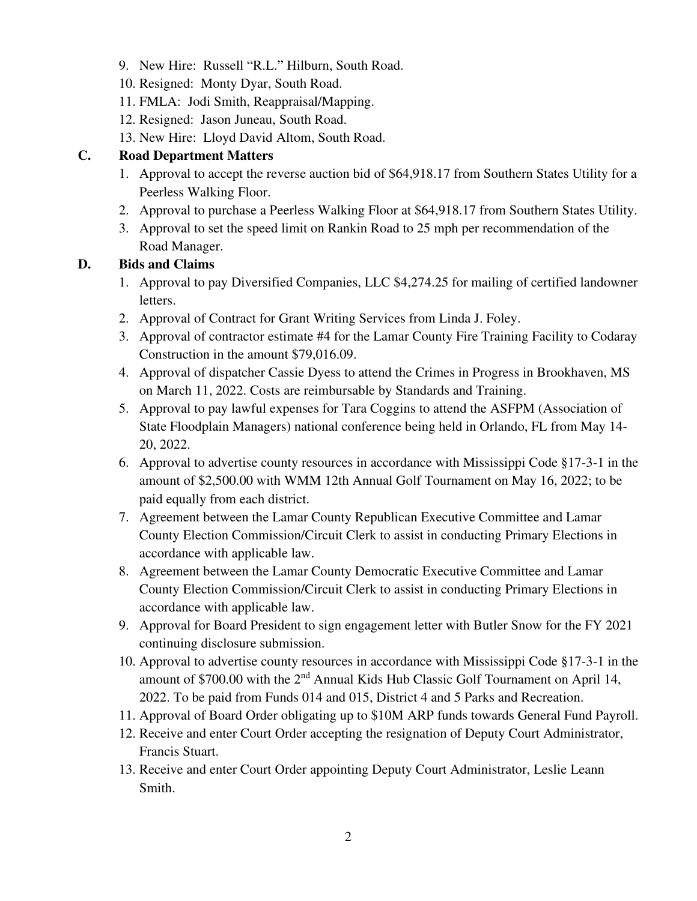9. New Hire: Russell "R.L." Hilburn, South Road.
10. Resigned: Monty Dyar, South Road.
11. FMLA: Jodi Smith, Reappraisal/Mapping.
12. Resigned: Jason Juneau, South Road.
13. New Hire: Lloyd David Altom, South Road.

**C. Road Department Matters**

1. Approval to accept the reverse auction bid of $64,918.17 from Southern States Utility for a Peerless Walking Floor.
2. Approval to purchase a Peerless Walking Floor at $64,918.17 from Southern States Utility.
3. Approval to set the speed limit on Rankin Road to 25 mph per recommendation of the Road Manager.

**D. Bids and Claims**

1. Approval to pay Diversified Companies, LLC $4,274.25 for mailing of certified landowner letters.
2. Approval of Contract for Grant Writing Services from Linda J. Foley.
3. Approval of contractor estimate #4 for the Lamar County Fire Training Facility to Codaray Construction in the amount $79,016.09.
4. Approval of dispatcher Cassie Dyess to attend the Crimes in Progress in Brookhaven, MS on March 11, 2022. Costs are reimbursable by Standards and Training.
5. Approval to pay lawful expenses for Tara Coggins to attend the ASFPM (Association of State Floodplain Managers) national conference being held in Orlando, FL from May 14-20, 2022.
6. Approval to advertise county resources in accordance with Mississippi Code §17-3-1 in the amount of $2,500.00 with WMM 12th Annual Golf Tournament on May 16, 2022; to be paid equally from each district.
7. Agreement between the Lamar County Republican Executive Committee and Lamar County Election Commission/Circuit Clerk to assist in conducting Primary Elections in accordance with applicable law.
8. Agreement between the Lamar County Democratic Executive Committee and Lamar County Election Commission/Circuit Clerk to assist in conducting Primary Elections in accordance with applicable law.
9. Approval for Board President to sign engagement letter with Butler Snow for the FY 2021 continuing disclosure submission.
10. Approval to advertise county resources in accordance with Mississippi Code §17-3-1 in the amount of $700.00 with the 2nd Annual Kids Hub Classic Golf Tournament on April 14, 2022. To be paid from Funds 014 and 015, District 4 and 5 Parks and Recreation.
11. Approval of Board Order obligating up to $10M ARP funds towards General Fund Payroll.
12. Receive and enter Court Order accepting the resignation of Deputy Court Administrator, Francis Stuart.
13. Receive and enter Court Order appointing Deputy Court Administrator, Leslie Leann Smith.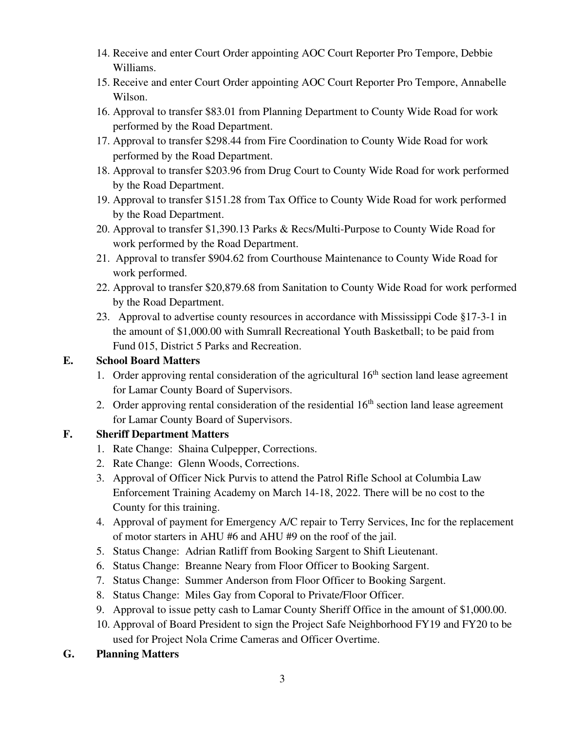14. Receive and enter Court Order appointing AOC Court Reporter Pro Tempore, Debbie Williams.
15. Receive and enter Court Order appointing AOC Court Reporter Pro Tempore, Annabelle Wilson.
16. Approval to transfer $83.01 from Planning Department to County Wide Road for work performed by the Road Department.
17. Approval to transfer $298.44 from Fire Coordination to County Wide Road for work performed by the Road Department.
18. Approval to transfer $203.96 from Drug Court to County Wide Road for work performed by the Road Department.
19. Approval to transfer $151.28 from Tax Office to County Wide Road for work performed by the Road Department.
20. Approval to transfer $1,390.13 Parks & Recs/Multi-Purpose to County Wide Road for work performed by the Road Department.
21. Approval to transfer $904.62 from Courthouse Maintenance to County Wide Road for work performed.
22. Approval to transfer $20,879.68 from Sanitation to County Wide Road for work performed by the Road Department.
23. Approval to advertise county resources in accordance with Mississippi Code §17-3-1 in the amount of $1,000.00 with Sumrall Recreational Youth Basketball; to be paid from Fund 015, District 5 Parks and Recreation.

**E. School Board Matters**

1. Order approving rental consideration of the agricultural 16th section land lease agreement for Lamar County Board of Supervisors.
2. Order approving rental consideration of the residential 16th section land lease agreement for Lamar County Board of Supervisors.

**F. Sheriff Department Matters**

1. Rate Change: Shaina Culpepper, Corrections.
2. Rate Change: Glenn Woods, Corrections.
3. Approval of Officer Nick Purvis to attend the Patrol Rifle School at Columbia Law Enforcement Training Academy on March 14-18, 2022. There will be no cost to the County for this training.
4. Approval of payment for Emergency A/C repair to Terry Services, Inc for the replacement of motor starters in AHU #6 and AHU #9 on the roof of the jail.
5. Status Change: Adrian Ratliff from Booking Sargent to Shift Lieutenant.
6. Status Change: Breanne Neary from Floor Officer to Booking Sargent.
7. Status Change: Summer Anderson from Floor Officer to Booking Sargent.
8. Status Change: Miles Gay from Coporal to Private/Floor Officer.
9. Approval to issue petty cash to Lamar County Sheriff Office in the amount of $1,000.00.
10. Approval of Board President to sign the Project Safe Neighborhood FY19 and FY20 to be used for Project Nola Crime Cameras and Officer Overtime.

**G. Planning Matters**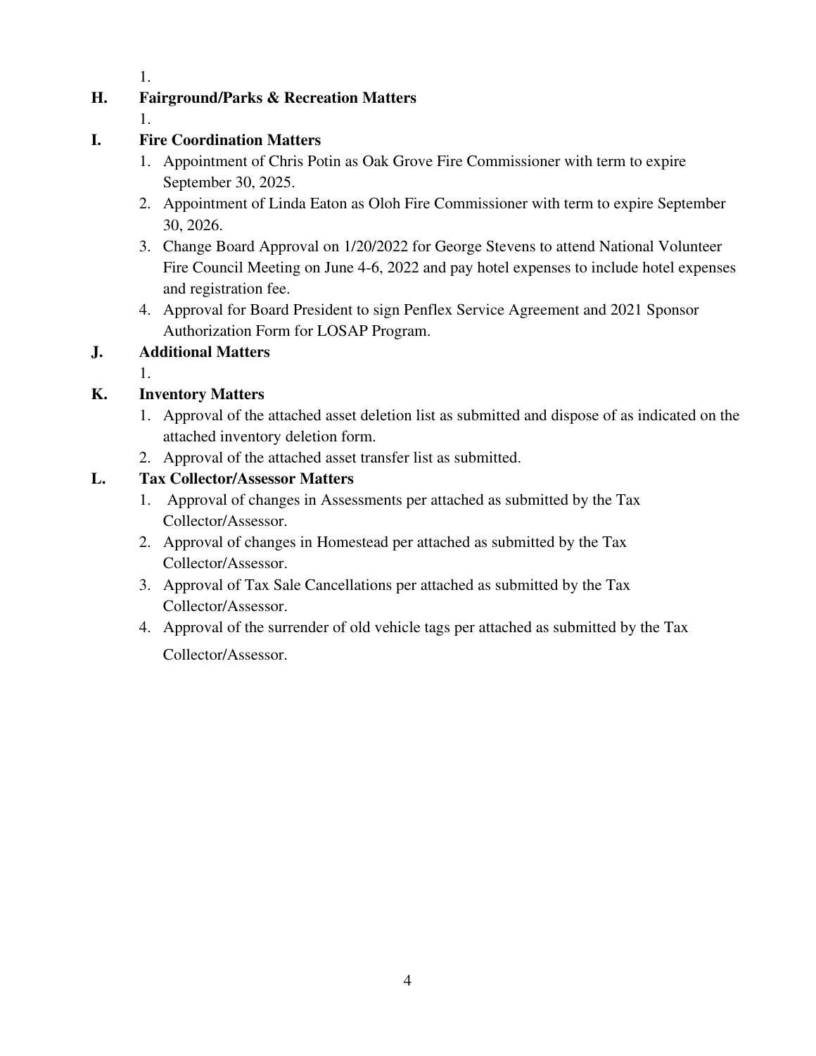1.

**H. Fairground/Parks & Recreation Matters**

1.

**I. Fire Coordination Matters**

1. Appointment of Chris Potin as Oak Grove Fire Commissioner with term to expire September 30, 2025.
2. Appointment of Linda Eaton as Oloh Fire Commissioner with term to expire September 30, 2026.
3. Change Board Approval on 1/20/2022 for George Stevens to attend National Volunteer Fire Council Meeting on June 4-6, 2022 and pay hotel expenses to include hotel expenses and registration fee.
4. Approval for Board President to sign Penflex Service Agreement and 2021 Sponsor Authorization Form for LOSAP Program.

**J. Additional Matters**

1.

**K. Inventory Matters**

1. Approval of the attached asset deletion list as submitted and dispose of as indicated on the attached inventory deletion form.
2. Approval of the attached asset transfer list as submitted.

**L. Tax Collector/Assessor Matters**

1. Approval of changes in Assessments per attached as submitted by the Tax Collector/Assessor.
2. Approval of changes in Homestead per attached as submitted by the Tax Collector/Assessor.
3. Approval of Tax Sale Cancellations per attached as submitted by the Tax Collector/Assessor.
4. Approval of the surrender of old vehicle tags per attached as submitted by the Tax Collector/Assessor.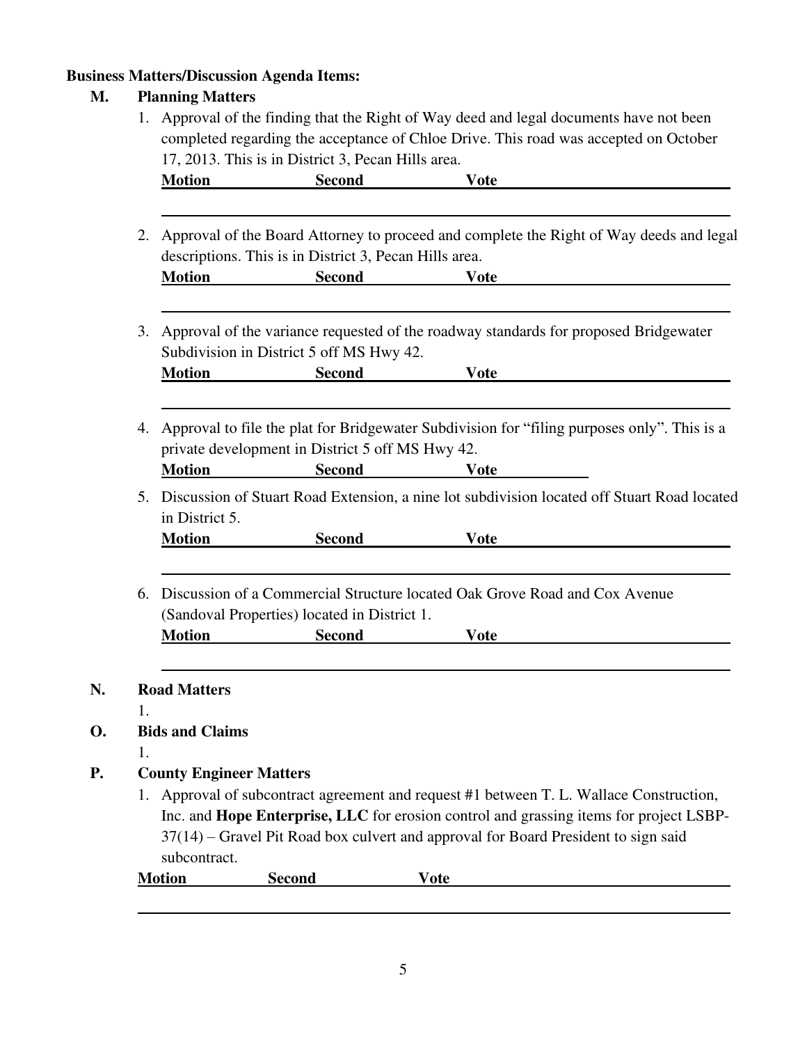**Business Matters/Discussion Agenda Items:**

**M. Planning Matters**

1. Approval of the finding that the Right of Way deed and legal documents have not been completed regarding the acceptance of Chloe Drive. This road was accepted on October 17, 2013. This is in District 3, Pecan Hills area.

   **Motion** **Second** **Vote**

2. Approval of the Board Attorney to proceed and complete the Right of Way deeds and legal descriptions. This is in District 3, Pecan Hills area.

   **Motion** **Second** **Vote**

3. Approval of the variance requested of the roadway standards for proposed Bridgewater Subdivision in District 5 off MS Hwy 42.

   **Motion** **Second** **Vote**

4. Approval to file the plat for Bridgewater Subdivision for "filing purposes only". This is a private development in District 5 off MS Hwy 42.

   **Motion** **Second** **Vote**

5. Discussion of Stuart Road Extension, a nine lot subdivision located off Stuart Road located in District 5.

   **Motion** **Second** **Vote**

6. Discussion of a Commercial Structure located Oak Grove Road and Cox Avenue (Sandoval Properties) located in District 1.

   **Motion** **Second** **Vote**

**N. Road Matters**

1.

**O. Bids and Claims**

1.

**P. County Engineer Matters**

1. Approval of subcontract agreement and request #1 between T. L. Wallace Construction, Inc. and **Hope Enterprise, LLC** for erosion control and grassing items for project LSBP-37(14) – Gravel Pit Road box culvert and approval for Board President to sign said subcontract.

**Motion** **Second** **Vote**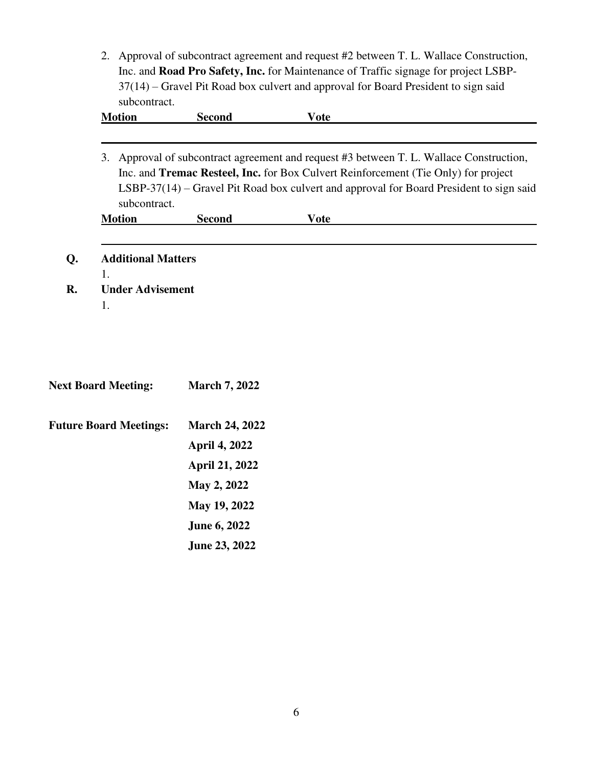2. Approval of subcontract agreement and request #2 between T. L. Wallace Construction, Inc. and **Road Pro Safety, Inc.** for Maintenance of Traffic signage for project LSBP-37(14) – Gravel Pit Road box culvert and approval for Board President to sign said subcontract.

**Motion** **Second** **Vote**

3. Approval of subcontract agreement and request #3 between T. L. Wallace Construction, Inc. and **Tremac Resteel, Inc.** for Box Culvert Reinforcement (Tie Only) for project LSBP-37(14) – Gravel Pit Road box culvert and approval for Board President to sign said subcontract.

**Motion** **Second** **Vote**

**Q. Additional Matters**

1.

**R. Under Advisement**

1.

**Next Board Meeting:** **March 7, 2022**

**Future Board Meetings:** **March 24, 2022**

**April 4, 2022**

**April 21, 2022**

**May 2, 2022**

**May 19, 2022**

**June 6, 2022**

**June 23, 2022**